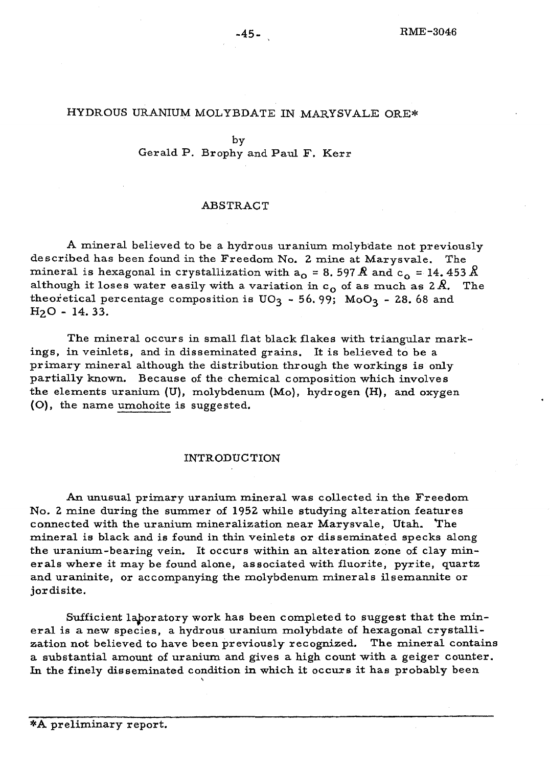# HYDROUS URANIUM MOLYBDATE IN MARYSVALE ORE*

by

Gerald P. Brophy and Paul F. Kerr

## ABSTRACT

A mineral believed to be a hydrous uranium molybdate not previously described has been found in the Freedom No. 2 mine at Marysvale. The mineral is hexagonal in crystallization with $a_o$ = 8.597 Å and $c_o$ = 14.453 Å although it loses water easily with a variation in $c_o$ of as much as 2 Å. The theoretical percentage composition is $UO_3$ - 56.99; $MoO_3$ - 28.68 and $H_2O$ - 14.33.

The mineral occurs in small flat black flakes with triangular markings, in veinlets, and in disseminated grains. It is believed to be a primary mineral although the distribution through the workings is only partially known. Because of the chemical composition which involves the elements uranium (U), molybdenum (Mo), hydrogen (H), and oxygen (O), the name umohoite is suggested.

## INTRODUCTION

An unusual primary uranium mineral was collected in the Freedom No. 2 mine during the summer of 1952 while studying alteration features connected with the uranium mineralization near Marysvale, Utah. The mineral is black and is found in thin veinlets or disseminated specks along the uranium-bearing vein. It occurs within an alteration zone of clay minerals where it may be found alone, associated with fluorite, pyrite, quartz and uraninite, or accompanying the molybdenum minerals ilsemannite or jordisite.

Sufficient laboratory work has been completed to suggest that the mineral is a new species, a hydrous uranium molybdate of hexagonal crystallization not believed to have been previously recognized. The mineral contains a substantial amount of uranium and gives a high count with a geiger counter. In the finely disseminated condition in which it occurs it has probably been

*A preliminary report.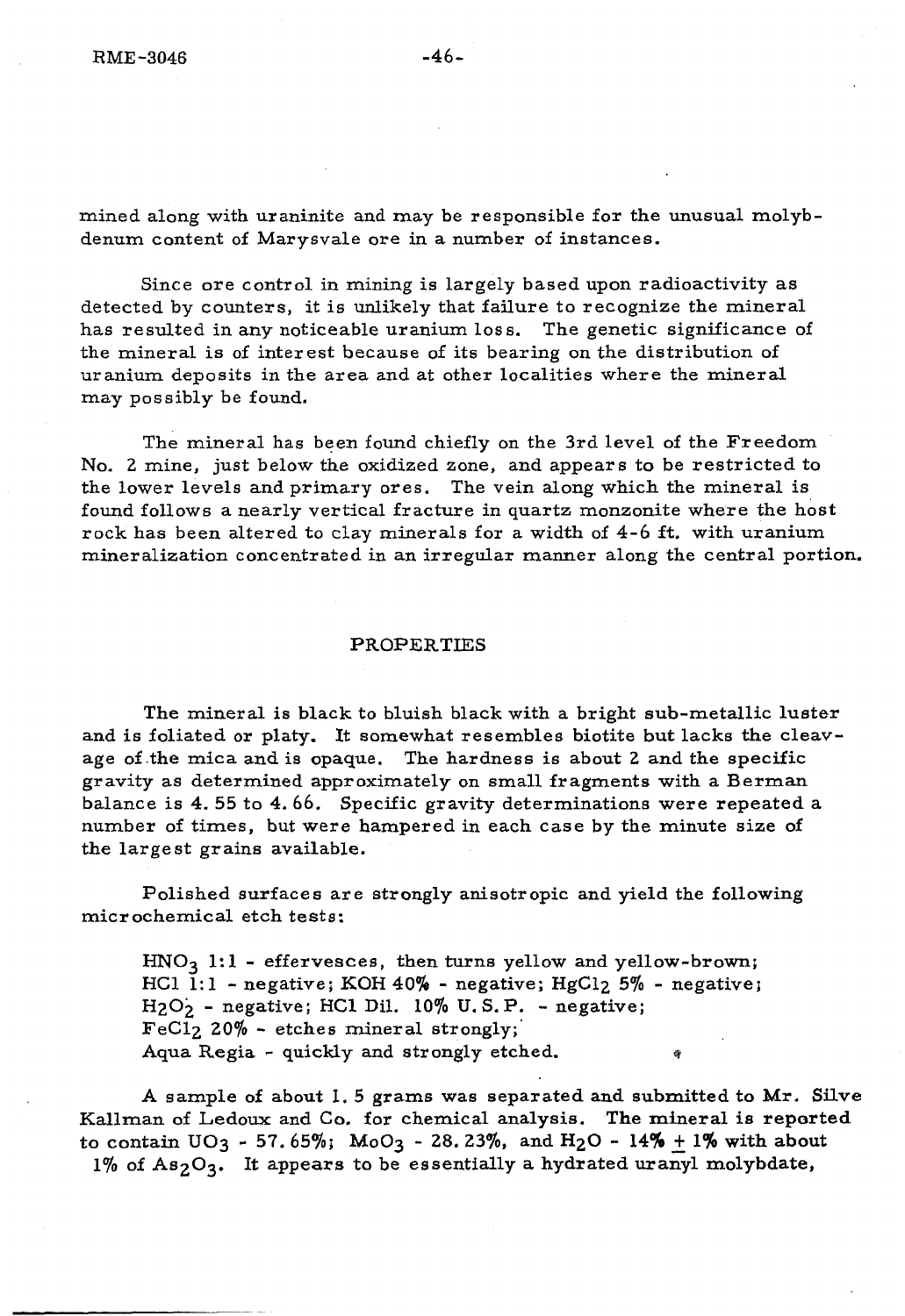mined along with uraninite and may be responsible for the unusual molybdenum content of Marysvale ore in a number of instances.

Since ore control in mining is largely based upon radioactivity as detected by counters, it is unlikely that failure to recognize the mineral has resulted in any noticeable uranium loss. The genetic significance of the mineral is of interest because of its bearing on the distribution of uranium deposits in the area and at other localities where the mineral may possibly be found.

The mineral has been found chiefly on the 3rd level of the Freedom No. 2 mine, just below the oxidized zone, and appears to be restricted to the lower levels and primary ores. The vein along which the mineral is found follows a nearly vertical fracture in quartz monzonite where the host rock has been altered to clay minerals for a width of 4-6 ft. with uranium mineralization concentrated in an irregular manner along the central portion.

## PROPERTIES

The mineral is black to bluish black with a bright sub-metallic luster and is foliated or platy. It somewhat resembles biotite but lacks the cleavage of the mica and is opaque. The hardness is about 2 and the specific gravity as determined approximately on small fragments with a Berman balance is 4.55 to 4.66. Specific gravity determinations were repeated a number of times, but were hampered in each case by the minute size of the largest grains available.

Polished surfaces are strongly anisotropic and yield the following microchemical etch tests:

$HNO_3$ 1:1 - effervesces, then turns yellow and yellow-brown;
HCl 1:1 - negative; KOH 40% - negative; $HgCl_2$ 5% - negative;
$H_2O_2$ - negative; HCl Dil. 10% U.S.P. - negative;
$FeCl_2$ 20% - etches mineral strongly;
Aqua Regia - quickly and strongly etched.

A sample of about 1.5 grams was separated and submitted to Mr. Silve Kallman of Ledoux and Co. for chemical analysis. The mineral is reported to contain $UO_3$ - 57.65%; $MoO_3$ - 28.23%, and $H_2O$ - 14% $\pm$ 1% with about 1% of $As_2O_3$. It appears to be essentially a hydrated uranyl molybdate,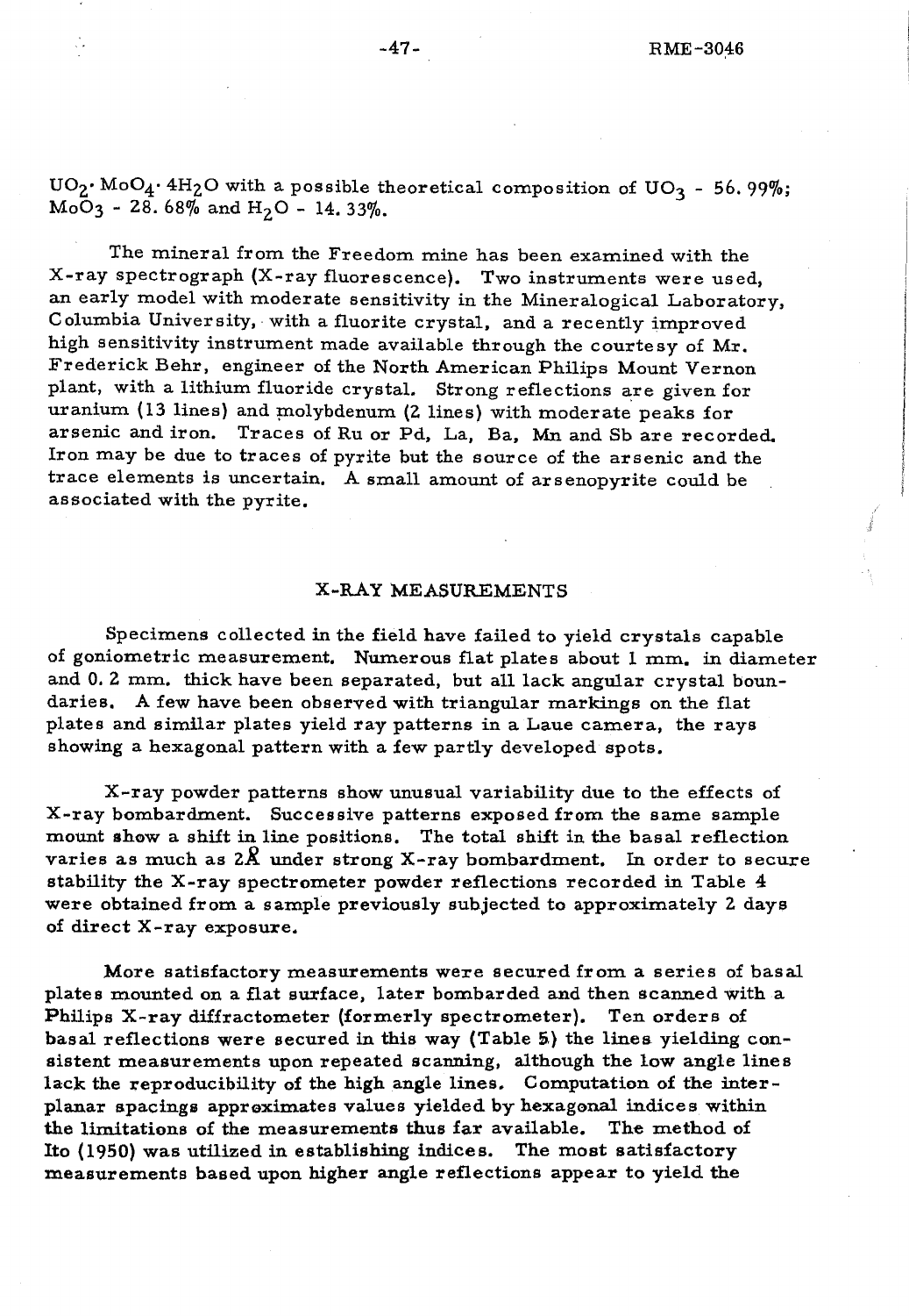$UO_2 \cdot MoO_4 \cdot 4H_2O$ with a possible theoretical composition of $UO_3$ - 56.99%; $MoO_3$ - 28.68% and $H_2O$ - 14.33%.

The mineral from the Freedom mine has been examined with the X-ray spectrograph (X-ray fluorescence). Two instruments were used, an early model with moderate sensitivity in the Mineralogical Laboratory, Columbia University, with a fluorite crystal, and a recently improved high sensitivity instrument made available through the courtesy of Mr. Frederick Behr, engineer of the North American Philips Mount Vernon plant, with a lithium fluoride crystal. Strong reflections are given for uranium (13 lines) and molybdenum (2 lines) with moderate peaks for arsenic and iron. Traces of Ru or Pd, La, Ba, Mn and Sb are recorded. Iron may be due to traces of pyrite but the source of the arsenic and the trace elements is uncertain. A small amount of arsenopyrite could be associated with the pyrite.

## X-RAY MEASUREMENTS

Specimens collected in the field have failed to yield crystals capable of goniometric measurement. Numerous flat plates about 1 mm. in diameter and 0.2 mm. thick have been separated, but all lack angular crystal boundaries. A few have been observed with triangular markings on the flat plates and similar plates yield ray patterns in a Laue camera, the rays showing a hexagonal pattern with a few partly developed spots.

X-ray powder patterns show unusual variability due to the effects of X-ray bombardment. Successive patterns exposed from the same sample mount show a shift in line positions. The total shift in the basal reflection varies as much as 2Å under strong X-ray bombardment. In order to secure stability the X-ray spectrometer powder reflections recorded in Table 4 were obtained from a sample previously subjected to approximately 2 days of direct X-ray exposure.

More satisfactory measurements were secured from a series of basal plates mounted on a flat surface, later bombarded and then scanned with a Philips X-ray diffractometer (formerly spectrometer). Ten orders of basal reflections were secured in this way (Table 5) the lines yielding consistent measurements upon repeated scanning, although the low angle lines lack the reproducibility of the high angle lines. Computation of the interplanar spacings approximates values yielded by hexagonal indices within the limitations of the measurements thus far available. The method of Ito (1950) was utilized in establishing indices. The most satisfactory measurements based upon higher angle reflections appear to yield the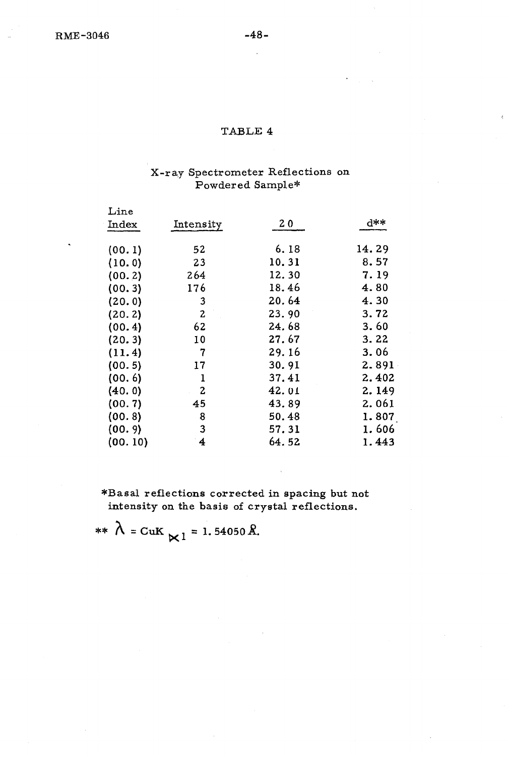# TABLE 4

## X-ray Spectrometer Reflections on Powdered Sample*

| Line Index | Intensity | 2θ | d** |
|---|---|---|---|
| (00.1) | 52 | 6.18 | 14.29 |
| (10.0) | 23 | 10.31 | 8.57 |
| (00.2) | 264 | 12.30 | 7.19 |
| (00.3) | 176 | 18.46 | 4.80 |
| (20.0) | 3 | 20.64 | 4.30 |
| (20.2) | 2 | 23.90 | 3.72 |
| (00.4) | 62 | 24.68 | 3.60 |
| (20.3) | 10 | 27.67 | 3.22 |
| (11.4) | 7 | 29.16 | 3.06 |
| (00.5) | 17 | 30.91 | 2.891 |
| (00.6) | 1 | 37.41 | 2.402 |
| (40.0) | 2 | 42.01 | 2.149 |
| (00.7) | 45 | 43.89 | 2.061 |
| (00.8) | 8 | 50.48 | 1.807 |
| (00.9) | 3 | 57.31 | 1.606 |
| (00.10) | 4 | 64.52 | 1.443 |

*Basal reflections corrected in spacing but not intensity on the basis of crystal reflections.

** $\lambda = CuK_{\alpha 1} = 1.54050$ Å.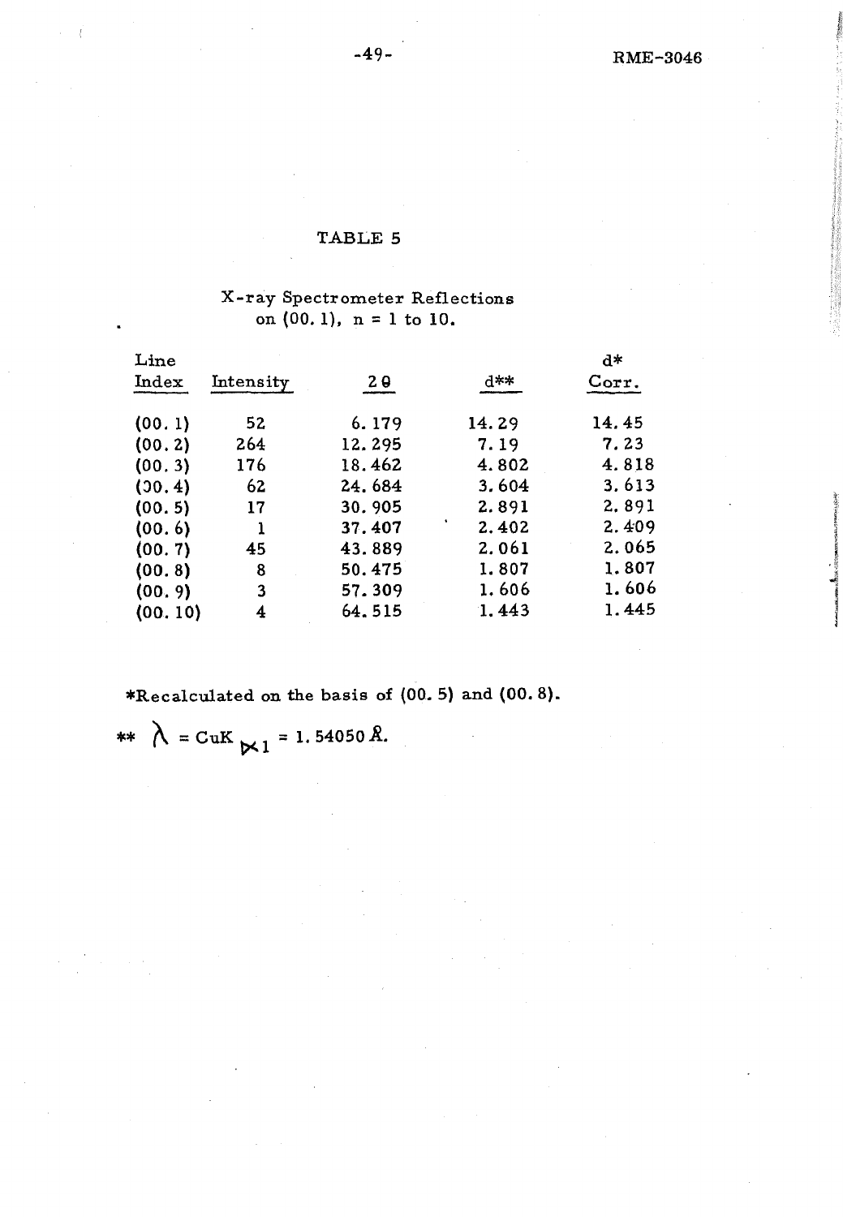## TABLE 5

X-ray Spectrometer Reflections on (00. 1), n = 1 to 10.

| Line Index | Intensity | 2θ | d** | d* Corr. |
|---|---|---|---|---|
| (00. 1) | 52 | 6. 179 | 14. 29 | 14. 45 |
| (00. 2) | 264 | 12. 295 | 7. 19 | 7. 23 |
| (00. 3) | 176 | 18. 462 | 4. 802 | 4. 818 |
| (00. 4) | 62 | 24. 684 | 3. 604 | 3. 613 |
| (00. 5) | 17 | 30. 905 | 2. 891 | 2. 891 |
| (00. 6) | 1 | 37. 407 | 2. 402 | 2. 409 |
| (00. 7) | 45 | 43. 889 | 2. 061 | 2. 065 |
| (00. 8) | 8 | 50. 475 | 1. 807 | 1. 807 |
| (00. 9) | 3 | 57. 309 | 1. 606 | 1. 606 |
| (00. 10) | 4 | 64. 515 | 1. 443 | 1. 445 |

*Recalculated on the basis of (00. 5) and (00. 8).

** $\lambda = CuK_{\alpha 1} = 1.54050$ Å.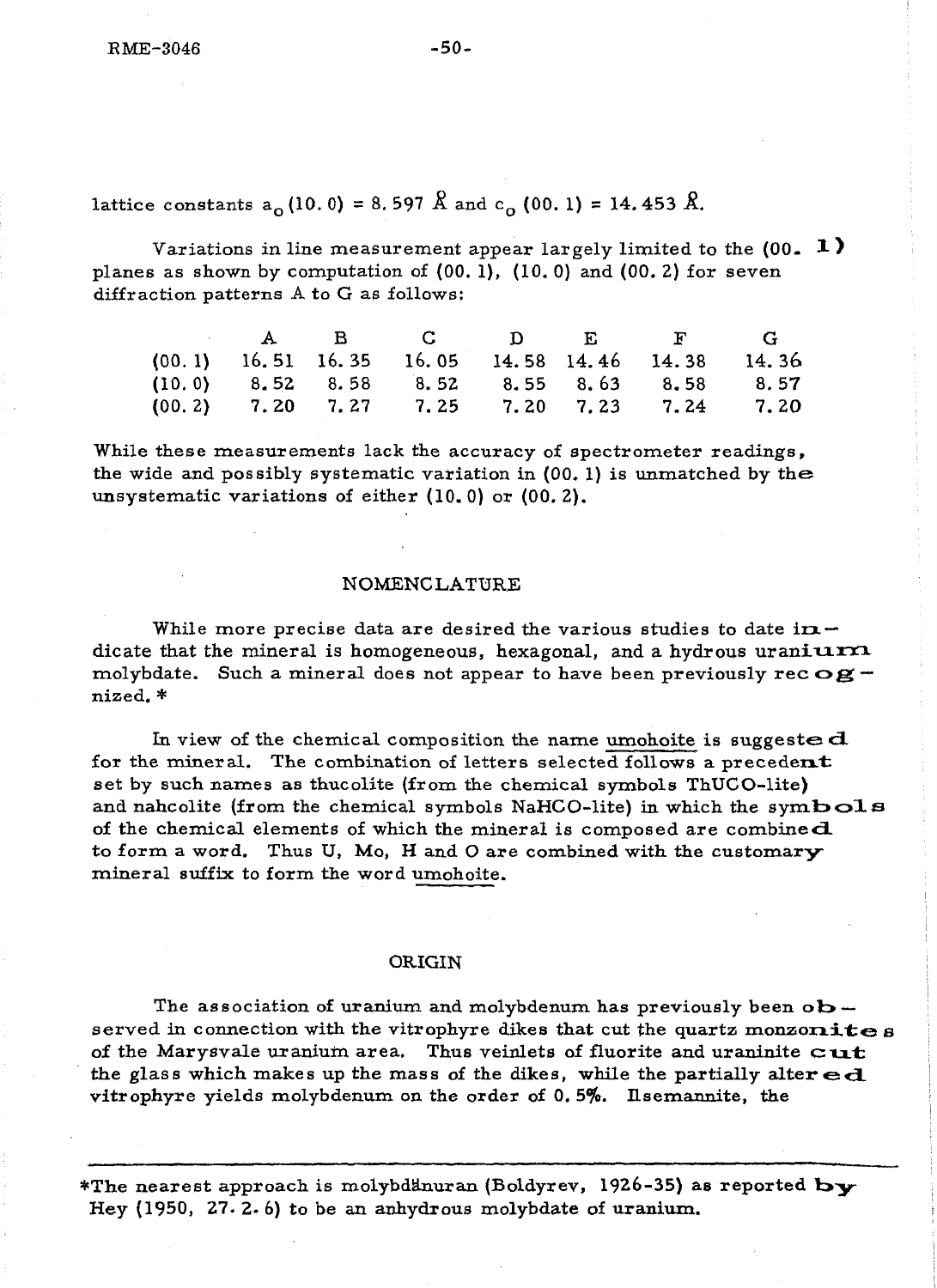lattice constants $a_o$ (10. 0) = 8.597 Å and $c_o$ (00. 1) = 14.453 Å.

Variations in line measurement appear largely limited to the (00. 1) planes as shown by computation of (00. 1), (10. 0) and (00. 2) for seven diffraction patterns A to G as follows:

| | A | B | C | D | E | F | G |
|---|---|---|---|---|---|---|---|
| (00. 1) | 16.51 | 16.35 | 16.05 | 14.58 | 14.46 | 14.38 | 14.36 |
| (10. 0) | 8.52 | 8.58 | 8.52 | 8.55 | 8.63 | 8.58 | 8.57 |
| (00. 2) | 7.20 | 7.27 | 7.25 | 7.20 | 7.23 | 7.24 | 7.20 |

While these measurements lack the accuracy of spectrometer readings, the wide and possibly systematic variation in (00. 1) is unmatched by the unsystematic variations of either (10. 0) or (00. 2).

## NOMENCLATURE

While more precise data are desired the various studies to date indicate that the mineral is homogeneous, hexagonal, and a hydrous uranium molybdate. Such a mineral does not appear to have been previously recognized. *

In view of the chemical composition the name umohoite is suggested for the mineral. The combination of letters selected follows a precedent set by such names as thucolite (from the chemical symbols ThUCO-lite) and nahcolite (from the chemical symbols NaHCO-lite) in which the symbols of the chemical elements of which the mineral is composed are combined to form a word. Thus U, Mo, H and O are combined with the customary mineral suffix to form the word umohoite.

## ORIGIN

The association of uranium and molybdenum has previously been observed in connection with the vitrophyre dikes that cut the quartz monzonites of the Marysvale uranium area. Thus veinlets of fluorite and uraninite cut the glass which makes up the mass of the dikes, while the partially altered vitrophyre yields molybdenum on the order of 0.5%. Ilsemannite, the

---

*The nearest approach is molybdänuran (Boldyrev, 1926-35) as reported by Hey (1950, 27. 2. 6) to be an anhydrous molybdate of uranium.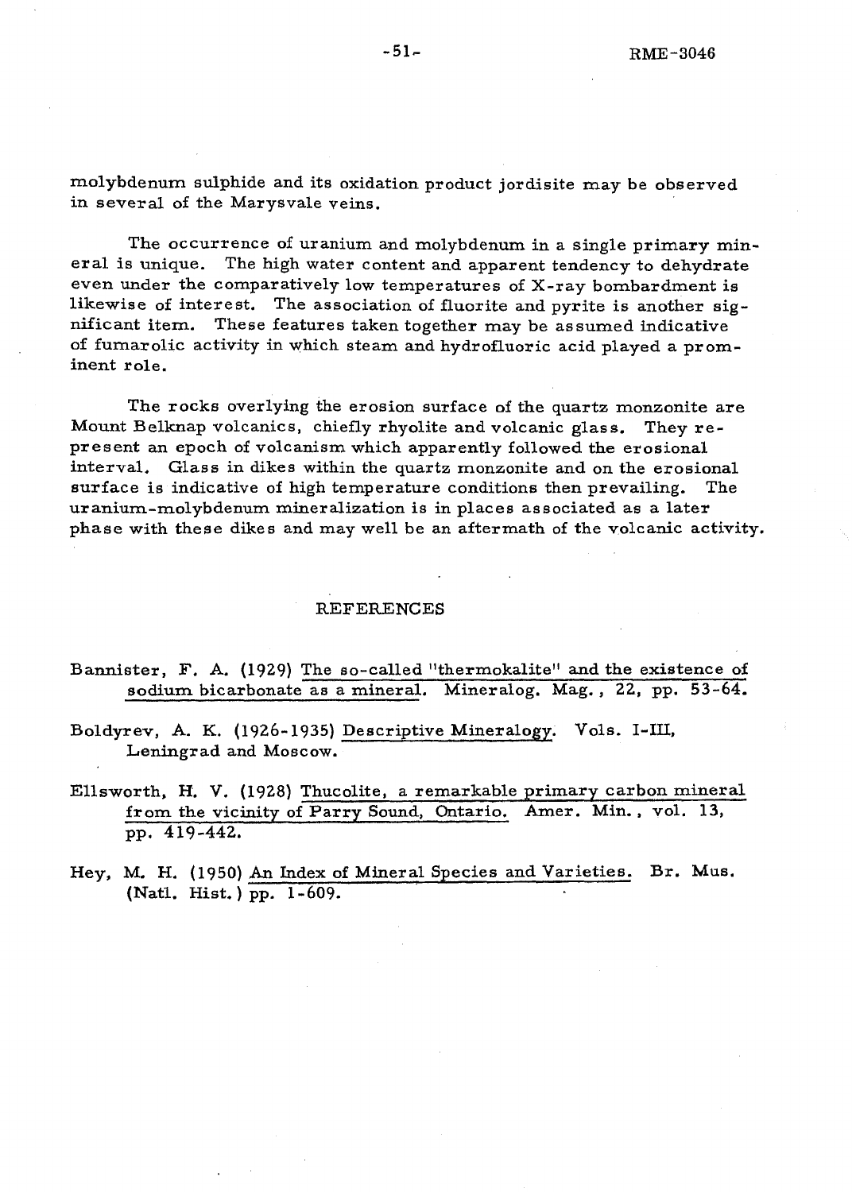molybdenum sulphide and its oxidation product jordisite may be observed in several of the Marysvale veins.

The occurrence of uranium and molybdenum in a single primary mineral is unique. The high water content and apparent tendency to dehydrate even under the comparatively low temperatures of X-ray bombardment is likewise of interest. The association of fluorite and pyrite is another significant item. These features taken together may be assumed indicative of fumarolic activity in which steam and hydrofluoric acid played a prominent role.

The rocks overlying the erosion surface of the quartz monzonite are Mount Belknap volcanics, chiefly rhyolite and volcanic glass. They represent an epoch of volcanism which apparently followed the erosional interval. Glass in dikes within the quartz monzonite and on the erosional surface is indicative of high temperature conditions then prevailing. The uranium-molybdenum mineralization is in places associated as a later phase with these dikes and may well be an aftermath of the volcanic activity.

## REFERENCES

Bannister, F. A. (1929) The so-called "thermokalite" and the existence of sodium bicarbonate as a mineral. Mineralog. Mag., 22, pp. 53-64.

Boldyrev, A. K. (1926-1935) Descriptive Mineralogy. Vols. I-III, Leningrad and Moscow.

Ellsworth, H. V. (1928) Thucolite, a remarkable primary carbon mineral from the vicinity of Parry Sound, Ontario. Amer. Min., vol. 13, pp. 419-442.

Hey, M. H. (1950) An Index of Mineral Species and Varieties. Br. Mus. (Natl. Hist.) pp. 1-609.